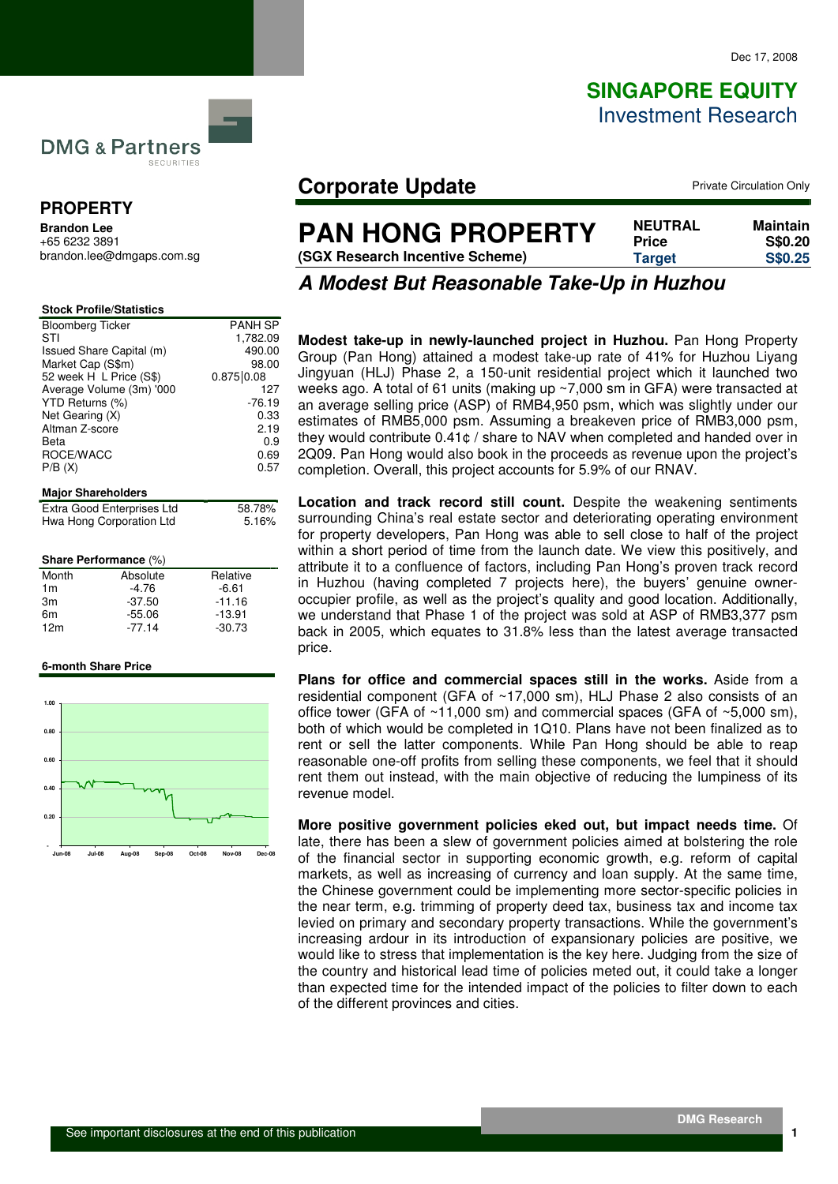Dec 17, 2008

**SINGAPORE EQUITY**
Investment Research

DMG & Partners SECURITIES

## PROPERTY

**Brandon Lee**
+65 6232 3891
brandon.lee@dmgaps.com.sg

## Corporate Update

Private Circulation Only

# PAN HONG PROPERTY

**(SGX Research Incentive Scheme)**

| NEUTRAL | Maintain |
|---|---|
| Price | S$0.20 |
| Target | S$0.25 |

## *A Modest But Reasonable Take-Up in Huzhou*

**Stock Profile/Statistics**

| | |
|---|---|
| Bloomberg Ticker | PANH SP |
| STI | 1,782.09 |
| Issued Share Capital (m) | 490.00 |
| Market Cap (S$m) | 98.00 |
| 52 week H L Price (S$) | 0.875\|0.08 |
| Average Volume (3m) '000 | 127 |
| YTD Returns (%) | -76.19 |
| Net Gearing (X) | 0.33 |
| Altman Z-score | 2.19 |
| Beta | 0.9 |
| ROCE/WACC | 0.69 |
| P/B (X) | 0.57 |

**Major Shareholders**

| | |
|---|---|
| Extra Good Enterprises Ltd | 58.78% |
| Hwa Hong Corporation Ltd | 5.16% |

**Share Performance** (%)

| Month | Absolute | Relative |
|---|---|---|
| 1m | -4.76 | -6.61 |
| 3m | -37.50 | -11.16 |
| 6m | -55.06 | -13.91 |
| 12m | -77.14 | -30.73 |

**6-month Share Price**

**Modest take-up in newly-launched project in Huzhou.** Pan Hong Property Group (Pan Hong) attained a modest take-up rate of 41% for Huzhou Liyang Jingyuan (HLJ) Phase 2, a 150-unit residential project which it launched two weeks ago. A total of 61 units (making up ~7,000 sm in GFA) were transacted at an average selling price (ASP) of RMB4,950 psm, which was slightly under our estimates of RMB5,000 psm. Assuming a breakeven price of RMB3,000 psm, they would contribute 0.41¢ / share to NAV when completed and handed over in 2Q09. Pan Hong would also book in the proceeds as revenue upon the project's completion. Overall, this project accounts for 5.9% of our RNAV.

**Location and track record still count.** Despite the weakening sentiments surrounding China's real estate sector and deteriorating operating environment for property developers, Pan Hong was able to sell close to half of the project within a short period of time from the launch date. We view this positively, and attribute it to a confluence of factors, including Pan Hong's proven track record in Huzhou (having completed 7 projects here), the buyers' genuine owner-occupier profile, as well as the project's quality and good location. Additionally, we understand that Phase 1 of the project was sold at ASP of RMB3,377 psm back in 2005, which equates to 31.8% less than the latest average transacted price.

**Plans for office and commercial spaces still in the works.** Aside from a residential component (GFA of ~17,000 sm), HLJ Phase 2 also consists of an office tower (GFA of ~11,000 sm) and commercial spaces (GFA of ~5,000 sm), both of which would be completed in 1Q10. Plans have not been finalized as to rent or sell the latter components. While Pan Hong should be able to reap reasonable one-off profits from selling these components, we feel that it should rent them out instead, with the main objective of reducing the lumpiness of its revenue model.

**More positive government policies eked out, but impact needs time.** Of late, there has been a slew of government policies aimed at bolstering the role of the financial sector in supporting economic growth, e.g. reform of capital markets, as well as increasing of currency and loan supply. At the same time, the Chinese government could be implementing more sector-specific policies in the near term, e.g. trimming of property deed tax, business tax and income tax levied on primary and secondary property transactions. While the government's increasing ardour in its introduction of expansionary policies are positive, we would like to stress that implementation is the key here. Judging from the size of the country and historical lead time of policies meted out, it could take a longer than expected time for the intended impact of the policies to filter down to each of the different provinces and cities.

See important disclosures at the end of this publication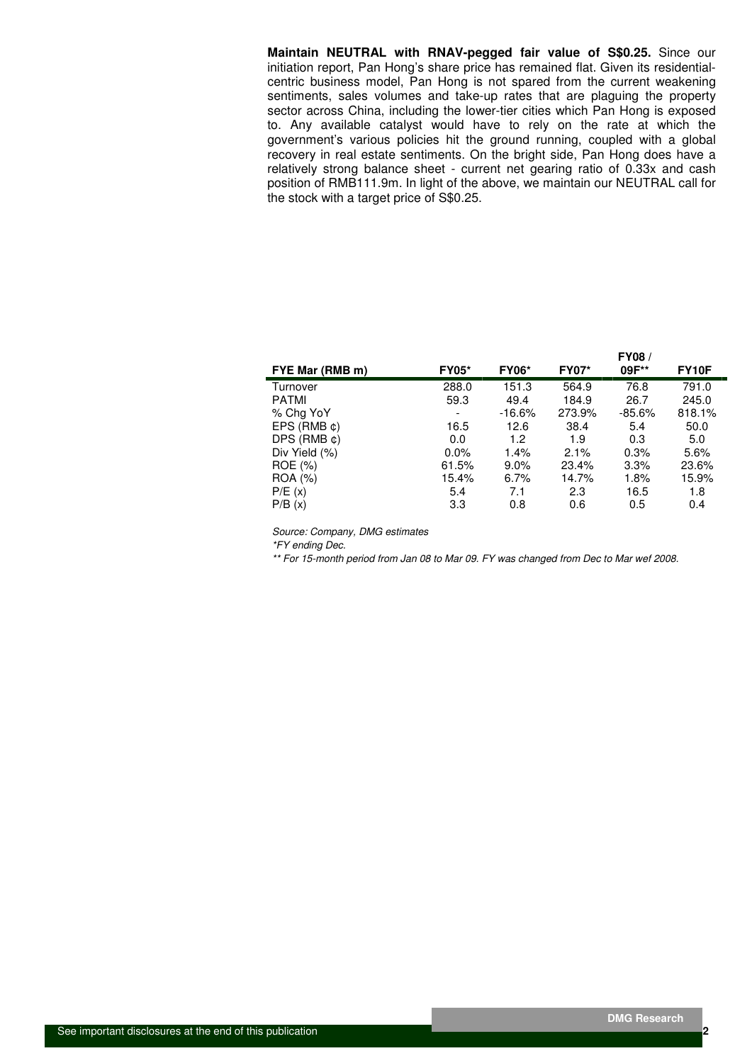**Maintain NEUTRAL with RNAV-pegged fair value of S$0.25.** Since our initiation report, Pan Hong's share price has remained flat. Given its residential-centric business model, Pan Hong is not spared from the current weakening sentiments, sales volumes and take-up rates that are plaguing the property sector across China, including the lower-tier cities which Pan Hong is exposed to. Any available catalyst would have to rely on the rate at which the government's various policies hit the ground running, coupled with a global recovery in real estate sentiments. On the bright side, Pan Hong does have a relatively strong balance sheet - current net gearing ratio of 0.33x and cash position of RMB111.9m. In light of the above, we maintain our NEUTRAL call for the stock with a target price of S$0.25.

| FYE Mar (RMB m) | FY05* | FY06* | FY07* | FY08 / 09F** | FY10F |
|---|---|---|---|---|---|
| Turnover | 288.0 | 151.3 | 564.9 | 76.8 | 791.0 |
| PATMI | 59.3 | 49.4 | 184.9 | 26.7 | 245.0 |
| % Chg YoY | - | -16.6% | 273.9% | -85.6% | 818.1% |
| EPS (RMB ¢) | 16.5 | 12.6 | 38.4 | 5.4 | 50.0 |
| DPS (RMB ¢) | 0.0 | 1.2 | 1.9 | 0.3 | 5.0 |
| Div Yield (%) | 0.0% | 1.4% | 2.1% | 0.3% | 5.6% |
| ROE (%) | 61.5% | 9.0% | 23.4% | 3.3% | 23.6% |
| ROA (%) | 15.4% | 6.7% | 14.7% | 1.8% | 15.9% |
| P/E (x) | 5.4 | 7.1 | 2.3 | 16.5 | 1.8 |
| P/B (x) | 3.3 | 0.8 | 0.6 | 0.5 | 0.4 |

*Source: Company, DMG estimates*

*\*FY ending Dec.*

*\*\* For 15-month period from Jan 08 to Mar 09. FY was changed from Dec to Mar wef 2008.*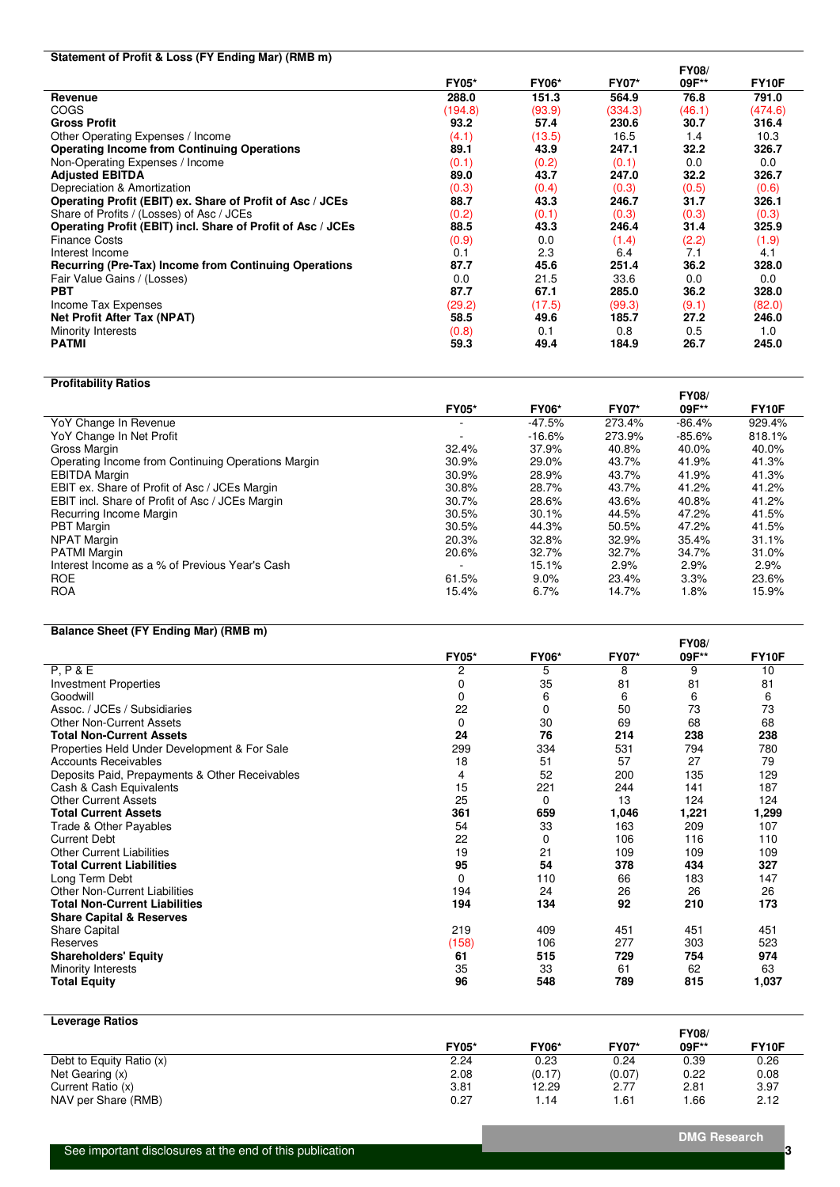**Statement of Profit & Loss (FY Ending Mar) (RMB m)**

| | FY05* | FY06* | FY07* | FY08/ 09F** | FY10F |
|---|---|---|---|---|---|
| **Revenue** | **288.0** | **151.3** | **564.9** | **76.8** | **791.0** |
| COGS | (194.8) | (93.9) | (334.3) | (46.1) | (474.6) |
| **Gross Profit** | **93.2** | **57.4** | **230.6** | **30.7** | **316.4** |
| Other Operating Expenses / Income | (4.1) | (13.5) | 16.5 | 1.4 | 10.3 |
| **Operating Income from Continuing Operations** | **89.1** | **43.9** | **247.1** | **32.2** | **326.7** |
| Non-Operating Expenses / Income | (0.1) | (0.2) | (0.1) | 0.0 | 0.0 |
| **Adjusted EBITDA** | **89.0** | **43.7** | **247.0** | **32.2** | **326.7** |
| Depreciation & Amortization | (0.3) | (0.4) | (0.3) | (0.5) | (0.6) |
| **Operating Profit (EBIT) ex. Share of Profit of Asc / JCEs** | **88.7** | **43.3** | **246.7** | **31.7** | **326.1** |
| Share of Profits / (Losses) of Asc / JCEs | (0.2) | (0.1) | (0.3) | (0.3) | (0.3) |
| **Operating Profit (EBIT) incl. Share of Profit of Asc / JCEs** | **88.5** | **43.3** | **246.4** | **31.4** | **325.9** |
| Finance Costs | (0.9) | 0.0 | (1.4) | (2.2) | (1.9) |
| Interest Income | 0.1 | 2.3 | 6.4 | 7.1 | 4.1 |
| **Recurring (Pre-Tax) Income from Continuing Operations** | **87.7** | **45.6** | **251.4** | **36.2** | **328.0** |
| Fair Value Gains / (Losses) | 0.0 | 21.5 | 33.6 | 0.0 | 0.0 |
| **PBT** | **87.7** | **67.1** | **285.0** | **36.2** | **328.0** |
| Income Tax Expenses | (29.2) | (17.5) | (99.3) | (9.1) | (82.0) |
| **Net Profit After Tax (NPAT)** | **58.5** | **49.6** | **185.7** | **27.2** | **246.0** |
| Minority Interests | (0.8) | 0.1 | 0.8 | 0.5 | 1.0 |
| **PATMI** | **59.3** | **49.4** | **184.9** | **26.7** | **245.0** |

**Profitability Ratios**

| | FY05* | FY06* | FY07* | FY08/ 09F** | FY10F |
|---|---|---|---|---|---|
| YoY Change In Revenue | - | -47.5% | 273.4% | -86.4% | 929.4% |
| YoY Change In Net Profit | - | -16.6% | 273.9% | -85.6% | 818.1% |
| Gross Margin | 32.4% | 37.9% | 40.8% | 40.0% | 40.0% |
| Operating Income from Continuing Operations Margin | 30.9% | 29.0% | 43.7% | 41.9% | 41.3% |
| EBITDA Margin | 30.9% | 28.9% | 43.7% | 41.9% | 41.3% |
| EBIT ex. Share of Profit of Asc / JCEs Margin | 30.8% | 28.7% | 43.7% | 41.2% | 41.2% |
| EBIT incl. Share of Profit of Asc / JCEs Margin | 30.7% | 28.6% | 43.6% | 40.8% | 41.2% |
| Recurring Income Margin | 30.5% | 30.1% | 44.5% | 47.2% | 41.5% |
| PBT Margin | 30.5% | 44.3% | 50.5% | 47.2% | 41.5% |
| NPAT Margin | 20.3% | 32.8% | 32.9% | 35.4% | 31.1% |
| PATMI Margin | 20.6% | 32.7% | 32.7% | 34.7% | 31.0% |
| Interest Income as a % of Previous Year's Cash | - | 15.1% | 2.9% | 2.9% | 2.9% |
| ROE | 61.5% | 9.0% | 23.4% | 3.3% | 23.6% |
| ROA | 15.4% | 6.7% | 14.7% | 1.8% | 15.9% |

**Balance Sheet (FY Ending Mar) (RMB m)**

| | FY05* | FY06* | FY07* | FY08/ 09F** | FY10F |
|---|---|---|---|---|---|
| P, P & E | 2 | 5 | 8 | 9 | 10 |
| Investment Properties | 0 | 35 | 81 | 81 | 81 |
| Goodwill | 0 | 6 | 6 | 6 | 6 |
| Assoc. / JCEs / Subsidiaries | 22 | 0 | 50 | 73 | 73 |
| Other Non-Current Assets | 0 | 30 | 69 | 68 | 68 |
| **Total Non-Current Assets** | **24** | **76** | **214** | **238** | **238** |
| Properties Held Under Development & For Sale | 299 | 334 | 531 | 794 | 780 |
| Accounts Receivables | 18 | 51 | 57 | 27 | 79 |
| Deposits Paid, Prepayments & Other Receivables | 4 | 52 | 200 | 135 | 129 |
| Cash & Cash Equivalents | 15 | 221 | 244 | 141 | 187 |
| Other Current Assets | 25 | 0 | 13 | 124 | 124 |
| **Total Current Assets** | **361** | **659** | **1,046** | **1,221** | **1,299** |
| Trade & Other Payables | 54 | 33 | 163 | 209 | 107 |
| Current Debt | 22 | 0 | 106 | 116 | 110 |
| Other Current Liabilities | 19 | 21 | 109 | 109 | 109 |
| **Total Current Liabilities** | **95** | **54** | **378** | **434** | **327** |
| Long Term Debt | 0 | 110 | 66 | 183 | 147 |
| Other Non-Current Liabilities | 194 | 24 | 26 | 26 | 26 |
| **Total Non-Current Liabilities** | **194** | **134** | **92** | **210** | **173** |
| **Share Capital & Reserves** | | | | | |
| Share Capital | 219 | 409 | 451 | 451 | 451 |
| Reserves | (158) | 106 | 277 | 303 | 523 |
| **Shareholders' Equity** | **61** | **515** | **729** | **754** | **974** |
| Minority Interests | 35 | 33 | 61 | 62 | 63 |
| **Total Equity** | **96** | **548** | **789** | **815** | **1,037** |

**Leverage Ratios**

| | FY05* | FY06* | FY07* | FY08/ 09F** | FY10F |
|---|---|---|---|---|---|
| Debt to Equity Ratio (x) | 2.24 | 0.23 | 0.24 | 0.39 | 0.26 |
| Net Gearing (x) | 2.08 | (0.17) | (0.07) | 0.22 | 0.08 |
| Current Ratio (x) | 3.81 | 12.29 | 2.77 | 2.81 | 3.97 |
| NAV per Share (RMB) | 0.27 | 1.14 | 1.61 | 1.66 | 2.12 |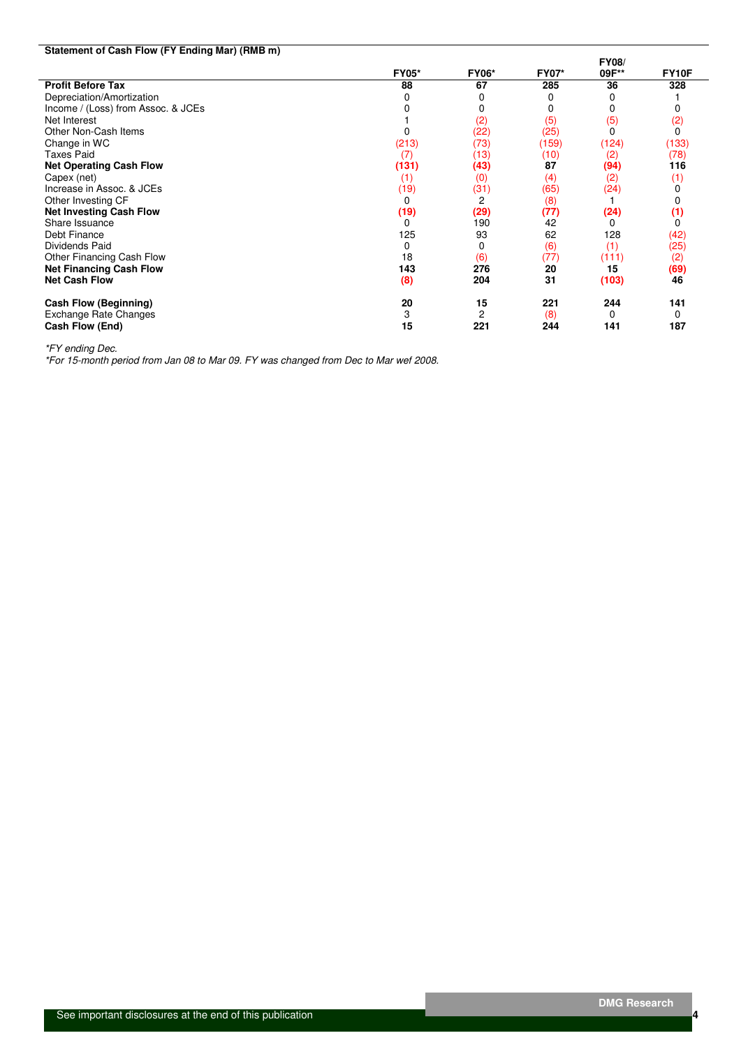**Statement of Cash Flow (FY Ending Mar) (RMB m)**

| | FY05* | FY06* | FY07* | FY08/ 09F** | FY10F |
|---|---|---|---|---|---|
| **Profit Before Tax** | **88** | **67** | **285** | **36** | **328** |
| Depreciation/Amortization | 0 | 0 | 0 | 0 | 1 |
| Income / (Loss) from Assoc. & JCEs | 0 | 0 | 0 | 0 | 0 |
| Net Interest | 1 | (2) | (5) | (5) | (2) |
| Other Non-Cash Items | 0 | (22) | (25) | 0 | 0 |
| Change in WC | (213) | (73) | (159) | (124) | (133) |
| Taxes Paid | (7) | (13) | (10) | (2) | (78) |
| **Net Operating Cash Flow** | **(131)** | **(43)** | **87** | **(94)** | **116** |
| Capex (net) | (1) | (0) | (4) | (2) | (1) |
| Increase in Assoc. & JCEs | (19) | (31) | (65) | (24) | 0 |
| Other Investing CF | 0 | 2 | (8) | 1 | 0 |
| **Net Investing Cash Flow** | **(19)** | **(29)** | **(77)** | **(24)** | **(1)** |
| Share Issuance | 0 | 190 | 42 | 0 | 0 |
| Debt Finance | 125 | 93 | 62 | 128 | (42) |
| Dividends Paid | 0 | 0 | (6) | (1) | (25) |
| Other Financing Cash Flow | 18 | (6) | (77) | (111) | (2) |
| **Net Financing Cash Flow** | **143** | **276** | **20** | **15** | **(69)** |
| **Net Cash Flow** | **(8)** | **204** | **31** | **(103)** | **46** |
| | | | | | |
| **Cash Flow (Beginning)** | **20** | **15** | **221** | **244** | **141** |
| Exchange Rate Changes | 3 | 2 | (8) | 0 | 0 |
| **Cash Flow (End)** | **15** | **221** | **244** | **141** | **187** |

*\*FY ending Dec.*

*\*For 15-month period from Jan 08 to Mar 09. FY was changed from Dec to Mar wef 2008.*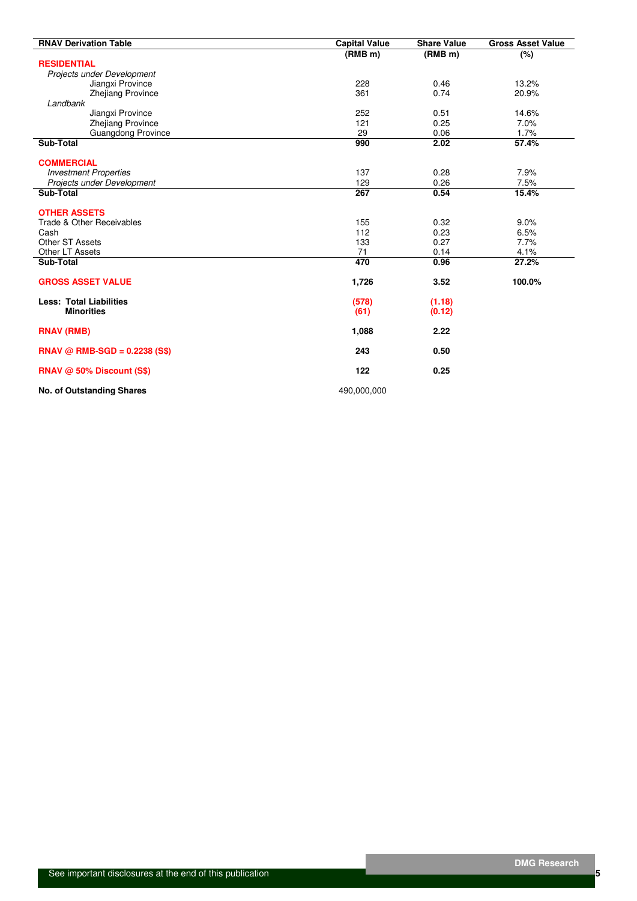| RNAV Derivation Table | Capital Value | Share Value | Gross Asset Value |
|---|---|---|---|
| | (RMB m) | (RMB m) | (%) |
| **RESIDENTIAL** | | | |
| *Projects under Development* | | | |
| Jiangxi Province | 228 | 0.46 | 13.2% |
| Zhejiang Province | 361 | 0.74 | 20.9% |
| *Landbank* | | | |
| Jiangxi Province | 252 | 0.51 | 14.6% |
| Zhejiang Province | 121 | 0.25 | 7.0% |
| Guangdong Province | 29 | 0.06 | 1.7% |
| **Sub-Total** | **990** | **2.02** | **57.4%** |
| **COMMERCIAL** | | | |
| *Investment Properties* | 137 | 0.28 | 7.9% |
| *Projects under Development* | 129 | 0.26 | 7.5% |
| **Sub-Total** | **267** | **0.54** | **15.4%** |
| **OTHER ASSETS** | | | |
| Trade & Other Receivables | 155 | 0.32 | 9.0% |
| Cash | 112 | 0.23 | 6.5% |
| Other ST Assets | 133 | 0.27 | 7.7% |
| Other LT Assets | 71 | 0.14 | 4.1% |
| **Sub-Total** | **470** | **0.96** | **27.2%** |
| **GROSS ASSET VALUE** | **1,726** | **3.52** | **100.0%** |
| **Less: Total Liabilities** | **(578)** | **(1.18)** | |
| **Minorities** | **(61)** | **(0.12)** | |
| **RNAV (RMB)** | **1,088** | **2.22** | |
| **RNAV @ RMB-SGD = 0.2238 (S$)** | **243** | **0.50** | |
| **RNAV @ 50% Discount (S$)** | **122** | **0.25** | |
| **No. of Outstanding Shares** | 490,000,000 | | |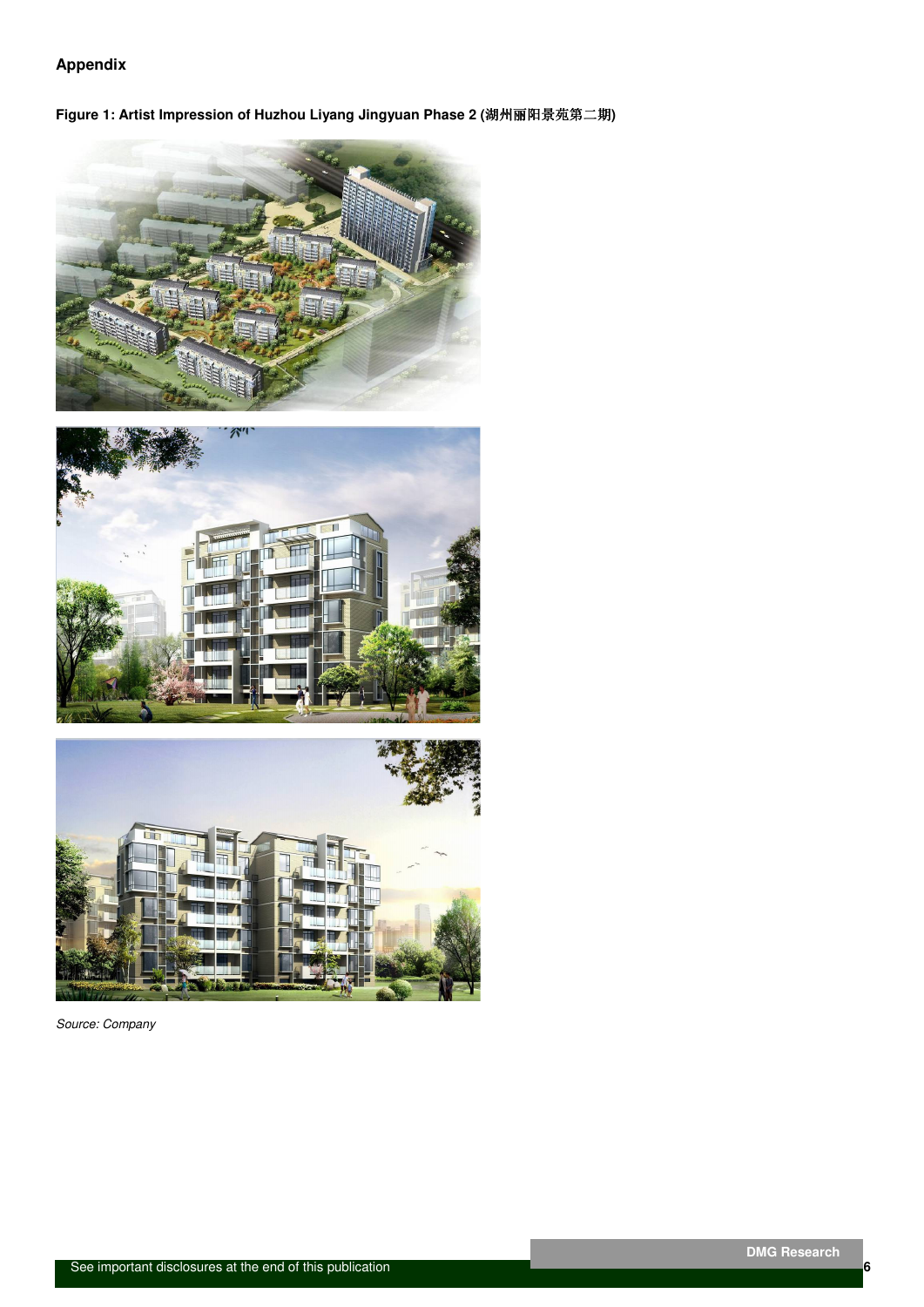## Appendix

**Figure 1: Artist Impression of Huzhou Liyang Jingyuan Phase 2 (湖州丽阳景苑第二期)**

*Source: Company*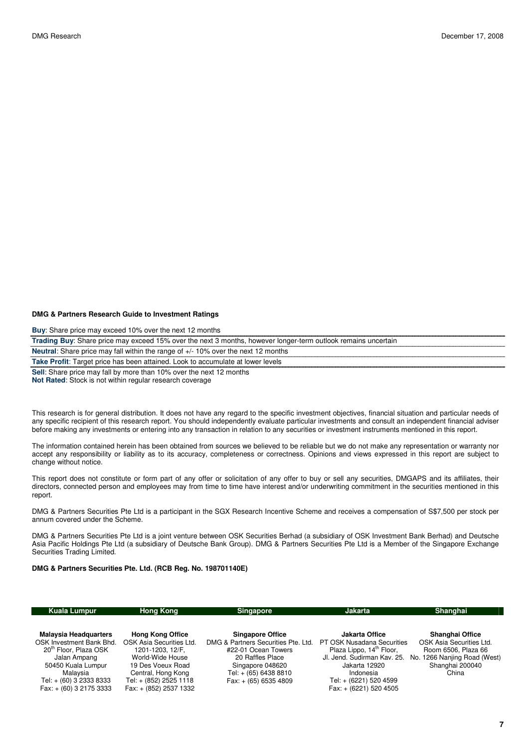**DMG & Partners Research Guide to Investment Ratings**

**Buy**: Share price may exceed 10% over the next 12 months

**Trading Buy**: Share price may exceed 15% over the next 3 months, however longer-term outlook remains uncertain

**Neutral**: Share price may fall within the range of +/- 10% over the next 12 months

**Take Profit**: Target price has been attained. Look to accumulate at lower levels

**Sell**: Share price may fall by more than 10% over the next 12 months

**Not Rated**: Stock is not within regular research coverage

This research is for general distribution. It does not have any regard to the specific investment objectives, financial situation and particular needs of any specific recipient of this research report. You should independently evaluate particular investments and consult an independent financial adviser before making any investments or entering into any transaction in relation to any securities or investment instruments mentioned in this report.

The information contained herein has been obtained from sources we believed to be reliable but we do not make any representation or warranty nor accept any responsibility or liability as to its accuracy, completeness or correctness. Opinions and views expressed in this report are subject to change without notice.

This report does not constitute or form part of any offer or solicitation of any offer to buy or sell any securities, DMGAPS and its affiliates, their directors, connected person and employees may from time to time have interest and/or underwriting commitment in the securities mentioned in this report.

DMG & Partners Securities Pte Ltd is a participant in the SGX Research Incentive Scheme and receives a compensation of S$7,500 per stock per annum covered under the Scheme.

DMG & Partners Securities Pte Ltd is a joint venture between OSK Securities Berhad (a subsidiary of OSK Investment Bank Berhad) and Deutsche Asia Pacific Holdings Pte Ltd (a subsidiary of Deutsche Bank Group). DMG & Partners Securities Pte Ltd is a Member of the Singapore Exchange Securities Trading Limited.

**DMG & Partners Securities Pte. Ltd. (RCB Reg. No. 198701140E)**

| Kuala Lumpur | Hong Kong | Singapore | Jakarta | Shanghai |
|---|---|---|---|---|
| **Malaysia Headquarters**<br>OSK Investment Bank Bhd.<br>20th Floor, Plaza OSK<br>Jalan Ampang<br>50450 Kuala Lumpur<br>Malaysia<br>Tel: + (60) 3 2333 8333<br>Fax: + (60) 3 2175 3333 | **Hong Kong Office**<br>OSK Asia Securities Ltd.<br>1201-1203, 12/F,<br>World-Wide House<br>19 Des Voeux Road<br>Central, Hong Kong<br>Tel: + (852) 2525 1118<br>Fax: + (852) 2537 1332 | **Singapore Office**<br>DMG & Partners Securities Pte. Ltd.<br>#22-01 Ocean Towers<br>20 Raffles Place<br>Singapore 048620<br>Tel: + (65) 6438 8810<br>Fax: + (65) 6535 4809 | **Jakarta Office**<br>PT OSK Nusadana Securities<br>Plaza Lippo, 14th Floor,<br>Jl. Jend. Sudirman Kav. 25.<br>Jakarta 12920<br>Indonesia<br>Tel: + (6221) 520 4599<br>Fax: + (6221) 520 4505 | **Shanghai Office**<br>OSK Asia Securities Ltd.<br>Room 6506, Plaza 66<br>No. 1266 Nanjing Road (West)<br>Shanghai 200040<br>China |